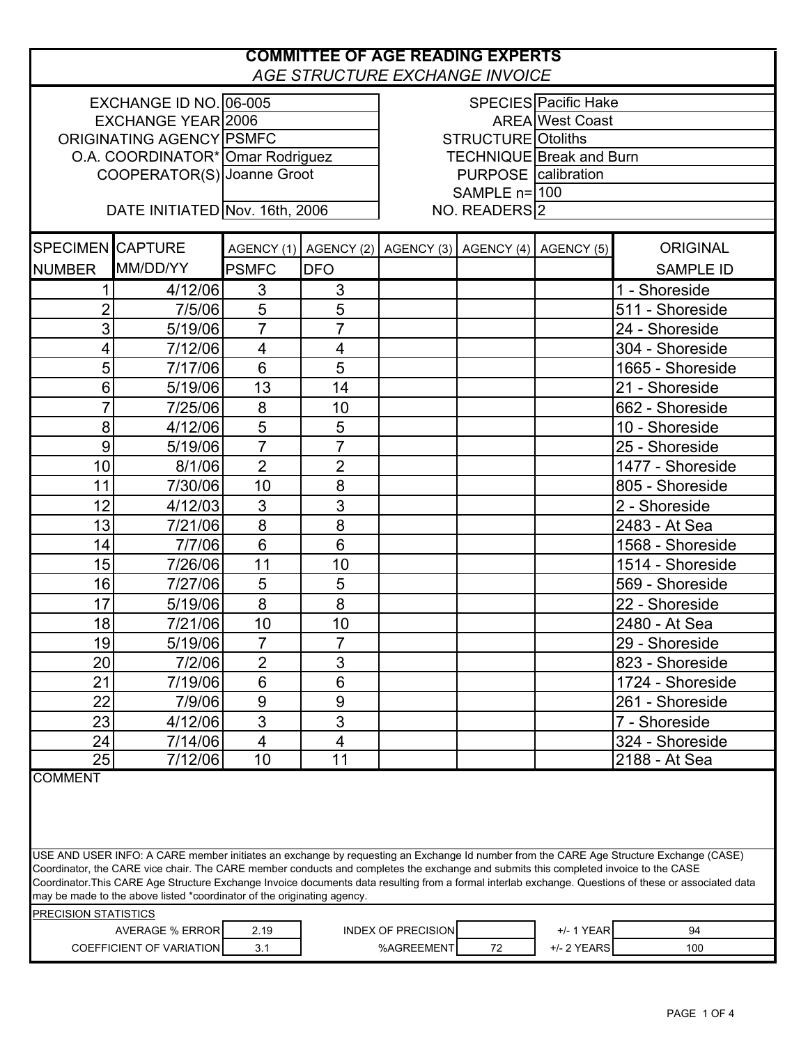# COMMITTEE OF AGE READING EXPERTS

*AGE STRUCTURE EXCHANGE INVOICE*

| | | | |
|---|---|---|---|
| EXCHANGE ID NO. | 06-005 | SPECIES | Pacific Hake |
| EXCHANGE YEAR | 2006 | AREA | West Coast |
| ORIGINATING AGENCY | PSMFC | STRUCTURE | Otoliths |
| O.A. COORDINATOR* | Omar Rodriguez | TECHNIQUE | Break and Burn |
| COOPERATOR(S) | Joanne Groot | PURPOSE | calibration |
| | | SAMPLE n= | 100 |
| DATE INITIATED | Nov. 16th, 2006 | NO. READERS | 2 |

| SPECIMEN NUMBER | CAPTURE MM/DD/YY | AGENCY (1) PSMFC | AGENCY (2) DFO | AGENCY (3) | AGENCY (4) | AGENCY (5) | ORIGINAL SAMPLE ID |
|---|---|---|---|---|---|---|---|
| 1 | 4/12/06 | 3 | 3 | | | | 1 - Shoreside |
| 2 | 7/5/06 | 5 | 5 | | | | 511 - Shoreside |
| 3 | 5/19/06 | 7 | 7 | | | | 24 - Shoreside |
| 4 | 7/12/06 | 4 | 4 | | | | 304 - Shoreside |
| 5 | 7/17/06 | 6 | 5 | | | | 1665 - Shoreside |
| 6 | 5/19/06 | 13 | 14 | | | | 21 - Shoreside |
| 7 | 7/25/06 | 8 | 10 | | | | 662 - Shoreside |
| 8 | 4/12/06 | 5 | 5 | | | | 10 - Shoreside |
| 9 | 5/19/06 | 7 | 7 | | | | 25 - Shoreside |
| 10 | 8/1/06 | 2 | 2 | | | | 1477 - Shoreside |
| 11 | 7/30/06 | 10 | 8 | | | | 805 - Shoreside |
| 12 | 4/12/03 | 3 | 3 | | | | 2 - Shoreside |
| 13 | 7/21/06 | 8 | 8 | | | | 2483 - At Sea |
| 14 | 7/7/06 | 6 | 6 | | | | 1568 - Shoreside |
| 15 | 7/26/06 | 11 | 10 | | | | 1514 - Shoreside |
| 16 | 7/27/06 | 5 | 5 | | | | 569 - Shoreside |
| 17 | 5/19/06 | 8 | 8 | | | | 22 - Shoreside |
| 18 | 7/21/06 | 10 | 10 | | | | 2480 - At Sea |
| 19 | 5/19/06 | 7 | 7 | | | | 29 - Shoreside |
| 20 | 7/2/06 | 2 | 3 | | | | 823 - Shoreside |
| 21 | 7/19/06 | 6 | 6 | | | | 1724 - Shoreside |
| 22 | 7/9/06 | 9 | 9 | | | | 261 - Shoreside |
| 23 | 4/12/06 | 3 | 3 | | | | 7 - Shoreside |
| 24 | 7/14/06 | 4 | 4 | | | | 324 - Shoreside |
| 25 | 7/12/06 | 10 | 11 | | | | 2188 - At Sea |

COMMENT

USE AND USER INFO: A CARE member initiates an exchange by requesting an Exchange Id number from the CARE Age Structure Exchange (CASE) Coordinator, the CARE vice chair. The CARE member conducts and completes the exchange and submits this completed invoice to the CASE Coordinator.This CARE Age Structure Exchange Invoice documents data resulting from a formal interlab exchange. Questions of these or associated data may be made to the above listed *coordinator of the originating agency.

PRECISION STATISTICS

| | | | | | |
|---|---|---|---|---|---|
| AVERAGE % ERROR | 2.19 | INDEX OF PRECISION | | +/- 1 YEAR | 94 |
| COEFFICIENT OF VARIATION | 3.1 | %AGREEMENT | 72 | +/- 2 YEARS | 100 |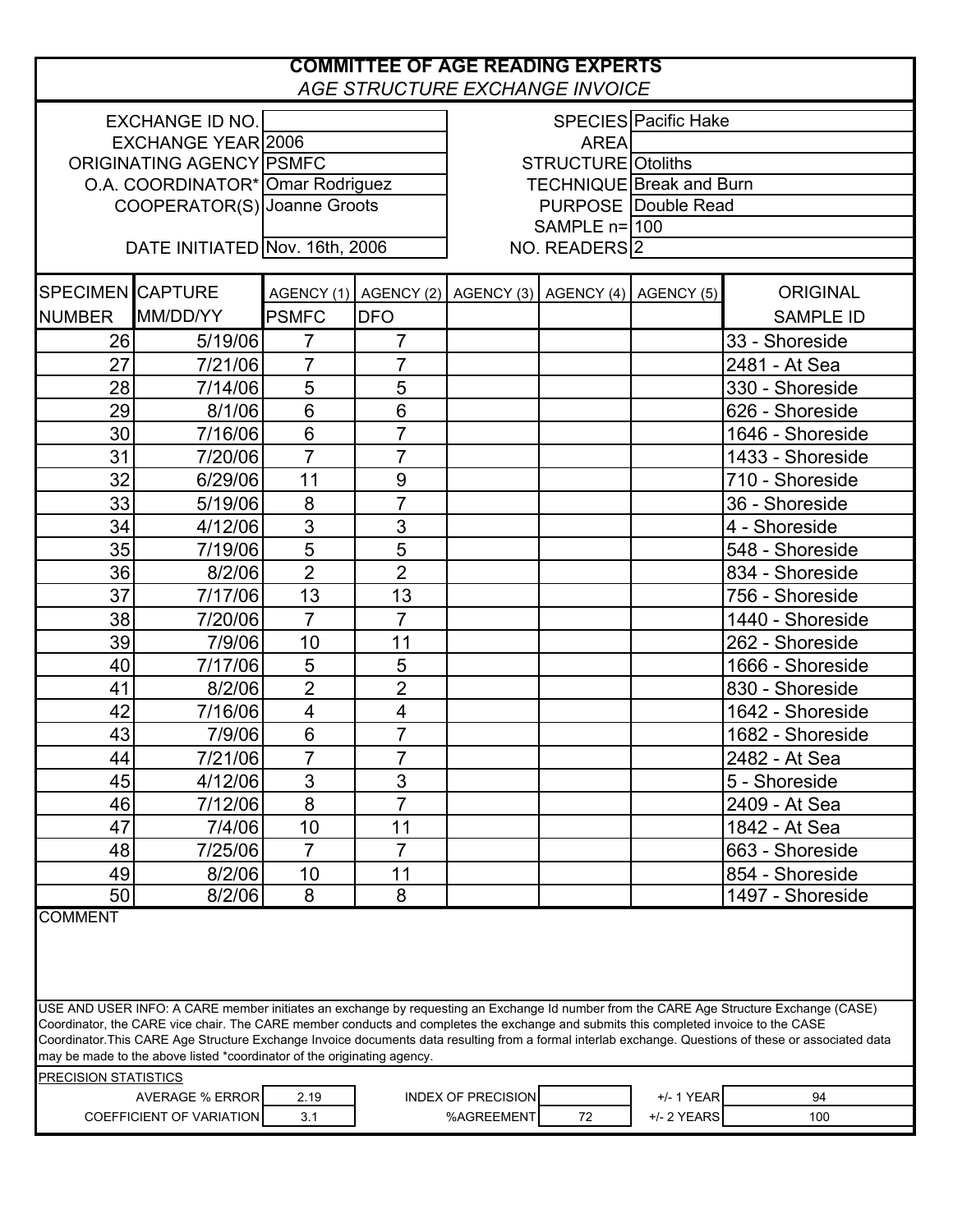# COMMITTEE OF AGE READING EXPERTS

*AGE STRUCTURE EXCHANGE INVOICE*

| | | | |
|---|---|---|---|
| EXCHANGE ID NO. | | SPECIES | Pacific Hake |
| EXCHANGE YEAR | 2006 | AREA | |
| ORIGINATING AGENCY | PSMFC | STRUCTURE | Otoliths |
| O.A. COORDINATOR* | Omar Rodriguez | TECHNIQUE | Break and Burn |
| COOPERATOR(S) | Joanne Groots | PURPOSE | Double Read |
| | | SAMPLE n= | 100 |
| DATE INITIATED | Nov. 16th, 2006 | NO. READERS | 2 |

| SPECIMEN NUMBER | CAPTURE MM/DD/YY | AGENCY (1) PSMFC | AGENCY (2) DFO | AGENCY (3) | AGENCY (4) | AGENCY (5) | ORIGINAL SAMPLE ID |
|---|---|---|---|---|---|---|---|
| 26 | 5/19/06 | 7 | 7 | | | | 33 - Shoreside |
| 27 | 7/21/06 | 7 | 7 | | | | 2481 - At Sea |
| 28 | 7/14/06 | 5 | 5 | | | | 330 - Shoreside |
| 29 | 8/1/06 | 6 | 6 | | | | 626 - Shoreside |
| 30 | 7/16/06 | 6 | 7 | | | | 1646 - Shoreside |
| 31 | 7/20/06 | 7 | 7 | | | | 1433 - Shoreside |
| 32 | 6/29/06 | 11 | 9 | | | | 710 - Shoreside |
| 33 | 5/19/06 | 8 | 7 | | | | 36 - Shoreside |
| 34 | 4/12/06 | 3 | 3 | | | | 4 - Shoreside |
| 35 | 7/19/06 | 5 | 5 | | | | 548 - Shoreside |
| 36 | 8/2/06 | 2 | 2 | | | | 834 - Shoreside |
| 37 | 7/17/06 | 13 | 13 | | | | 756 - Shoreside |
| 38 | 7/20/06 | 7 | 7 | | | | 1440 - Shoreside |
| 39 | 7/9/06 | 10 | 11 | | | | 262 - Shoreside |
| 40 | 7/17/06 | 5 | 5 | | | | 1666 - Shoreside |
| 41 | 8/2/06 | 2 | 2 | | | | 830 - Shoreside |
| 42 | 7/16/06 | 4 | 4 | | | | 1642 - Shoreside |
| 43 | 7/9/06 | 6 | 7 | | | | 1682 - Shoreside |
| 44 | 7/21/06 | 7 | 7 | | | | 2482 - At Sea |
| 45 | 4/12/06 | 3 | 3 | | | | 5 - Shoreside |
| 46 | 7/12/06 | 8 | 7 | | | | 2409 - At Sea |
| 47 | 7/4/06 | 10 | 11 | | | | 1842 - At Sea |
| 48 | 7/25/06 | 7 | 7 | | | | 663 - Shoreside |
| 49 | 8/2/06 | 10 | 11 | | | | 854 - Shoreside |
| 50 | 8/2/06 | 8 | 8 | | | | 1497 - Shoreside |

COMMENT

USE AND USER INFO: A CARE member initiates an exchange by requesting an Exchange Id number from the CARE Age Structure Exchange (CASE) Coordinator, the CARE vice chair. The CARE member conducts and completes the exchange and submits this completed invoice to the CASE Coordinator.This CARE Age Structure Exchange Invoice documents data resulting from a formal interlab exchange. Questions of these or associated data may be made to the above listed *coordinator of the originating agency.

PRECISION STATISTICS

| | | | | | |
|---|---|---|---|---|---|
| AVERAGE % ERROR | 2.19 | INDEX OF PRECISION | | +/- 1 YEAR | 94 |
| COEFFICIENT OF VARIATION | 3.1 | %AGREEMENT | 72 | +/- 2 YEARS | 100 |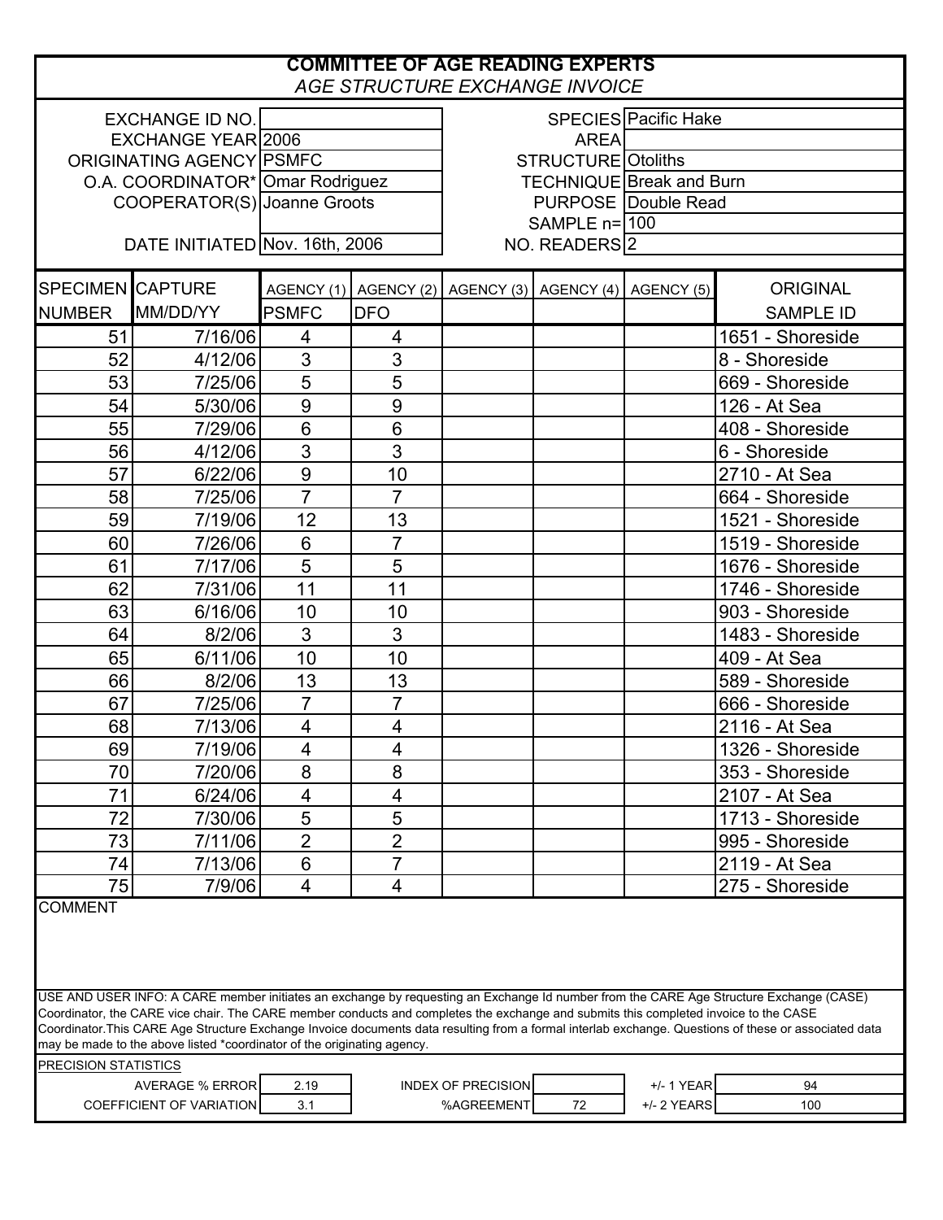# COMMITTEE OF AGE READING EXPERTS

*AGE STRUCTURE EXCHANGE INVOICE*

| | | | |
|---|---|---|---|
| EXCHANGE ID NO. | | SPECIES | Pacific Hake |
| EXCHANGE YEAR | 2006 | AREA | |
| ORIGINATING AGENCY | PSMFC | STRUCTURE | Otoliths |
| O.A. COORDINATOR* | Omar Rodriguez | TECHNIQUE | Break and Burn |
| COOPERATOR(S) | Joanne Groots | PURPOSE | Double Read |
| | | SAMPLE n= | 100 |
| DATE INITIATED | Nov. 16th, 2006 | NO. READERS | 2 |

| SPECIMEN NUMBER | CAPTURE MM/DD/YY | AGENCY (1) PSMFC | AGENCY (2) DFO | AGENCY (3) | AGENCY (4) | AGENCY (5) | ORIGINAL SAMPLE ID |
|---|---|---|---|---|---|---|---|
| 51 | 7/16/06 | 4 | 4 | | | | 1651 - Shoreside |
| 52 | 4/12/06 | 3 | 3 | | | | 8 - Shoreside |
| 53 | 7/25/06 | 5 | 5 | | | | 669 - Shoreside |
| 54 | 5/30/06 | 9 | 9 | | | | 126 - At Sea |
| 55 | 7/29/06 | 6 | 6 | | | | 408 - Shoreside |
| 56 | 4/12/06 | 3 | 3 | | | | 6 - Shoreside |
| 57 | 6/22/06 | 9 | 10 | | | | 2710 - At Sea |
| 58 | 7/25/06 | 7 | 7 | | | | 664 - Shoreside |
| 59 | 7/19/06 | 12 | 13 | | | | 1521 - Shoreside |
| 60 | 7/26/06 | 6 | 7 | | | | 1519 - Shoreside |
| 61 | 7/17/06 | 5 | 5 | | | | 1676 - Shoreside |
| 62 | 7/31/06 | 11 | 11 | | | | 1746 - Shoreside |
| 63 | 6/16/06 | 10 | 10 | | | | 903 - Shoreside |
| 64 | 8/2/06 | 3 | 3 | | | | 1483 - Shoreside |
| 65 | 6/11/06 | 10 | 10 | | | | 409 - At Sea |
| 66 | 8/2/06 | 13 | 13 | | | | 589 - Shoreside |
| 67 | 7/25/06 | 7 | 7 | | | | 666 - Shoreside |
| 68 | 7/13/06 | 4 | 4 | | | | 2116 - At Sea |
| 69 | 7/19/06 | 4 | 4 | | | | 1326 - Shoreside |
| 70 | 7/20/06 | 8 | 8 | | | | 353 - Shoreside |
| 71 | 6/24/06 | 4 | 4 | | | | 2107 - At Sea |
| 72 | 7/30/06 | 5 | 5 | | | | 1713 - Shoreside |
| 73 | 7/11/06 | 2 | 2 | | | | 995 - Shoreside |
| 74 | 7/13/06 | 6 | 7 | | | | 2119 - At Sea |
| 75 | 7/9/06 | 4 | 4 | | | | 275 - Shoreside |

COMMENT

USE AND USER INFO: A CARE member initiates an exchange by requesting an Exchange Id number from the CARE Age Structure Exchange (CASE) Coordinator, the CARE vice chair. The CARE member conducts and completes the exchange and submits this completed invoice to the CASE Coordinator.This CARE Age Structure Exchange Invoice documents data resulting from a formal interlab exchange. Questions of these or associated data may be made to the above listed *coordinator of the originating agency.

PRECISION STATISTICS

| | | | | | |
|---|---|---|---|---|---|
| AVERAGE % ERROR | 2.19 | INDEX OF PRECISION | | +/- 1 YEAR | 94 |
| COEFFICIENT OF VARIATION | 3.1 | %AGREEMENT | 72 | +/- 2 YEARS | 100 |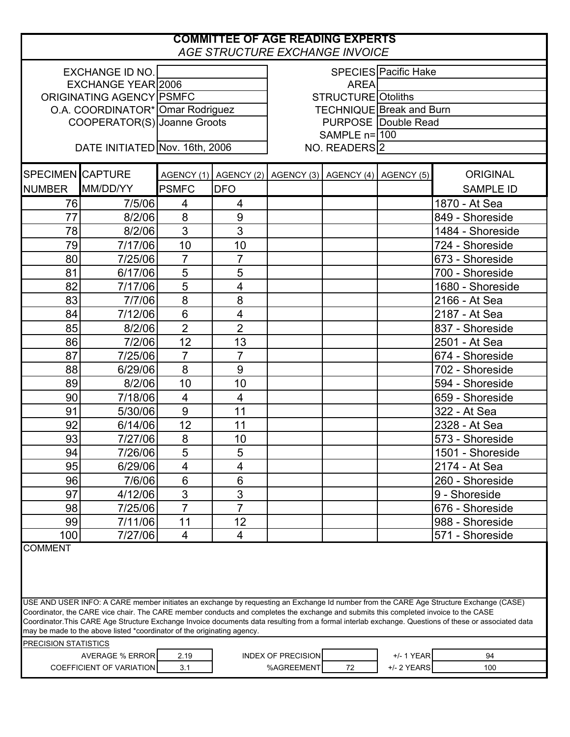# COMMITTEE OF AGE READING EXPERTS

*AGE STRUCTURE EXCHANGE INVOICE*

| | | | |
|---|---|---|---|
| EXCHANGE ID NO. | | SPECIES | Pacific Hake |
| EXCHANGE YEAR | 2006 | AREA | |
| ORIGINATING AGENCY | PSMFC | STRUCTURE | Otoliths |
| O.A. COORDINATOR* | Omar Rodriguez | TECHNIQUE | Break and Burn |
| COOPERATOR(S) | Joanne Groots | PURPOSE | Double Read |
| | | SAMPLE n= | 100 |
| DATE INITIATED | Nov. 16th, 2006 | NO. READERS | 2 |

| SPECIMEN NUMBER | CAPTURE MM/DD/YY | AGENCY (1) PSMFC | AGENCY (2) DFO | AGENCY (3) | AGENCY (4) | AGENCY (5) | ORIGINAL SAMPLE ID |
|---|---|---|---|---|---|---|---|
| 76 | 7/5/06 | 4 | 4 | | | | 1870 - At Sea |
| 77 | 8/2/06 | 8 | 9 | | | | 849 - Shoreside |
| 78 | 8/2/06 | 3 | 3 | | | | 1484 - Shoreside |
| 79 | 7/17/06 | 10 | 10 | | | | 724 - Shoreside |
| 80 | 7/25/06 | 7 | 7 | | | | 673 - Shoreside |
| 81 | 6/17/06 | 5 | 5 | | | | 700 - Shoreside |
| 82 | 7/17/06 | 5 | 4 | | | | 1680 - Shoreside |
| 83 | 7/7/06 | 8 | 8 | | | | 2166 - At Sea |
| 84 | 7/12/06 | 6 | 4 | | | | 2187 - At Sea |
| 85 | 8/2/06 | 2 | 2 | | | | 837 - Shoreside |
| 86 | 7/2/06 | 12 | 13 | | | | 2501 - At Sea |
| 87 | 7/25/06 | 7 | 7 | | | | 674 - Shoreside |
| 88 | 6/29/06 | 8 | 9 | | | | 702 - Shoreside |
| 89 | 8/2/06 | 10 | 10 | | | | 594 - Shoreside |
| 90 | 7/18/06 | 4 | 4 | | | | 659 - Shoreside |
| 91 | 5/30/06 | 9 | 11 | | | | 322 - At Sea |
| 92 | 6/14/06 | 12 | 11 | | | | 2328 - At Sea |
| 93 | 7/27/06 | 8 | 10 | | | | 573 - Shoreside |
| 94 | 7/26/06 | 5 | 5 | | | | 1501 - Shoreside |
| 95 | 6/29/06 | 4 | 4 | | | | 2174 - At Sea |
| 96 | 7/6/06 | 6 | 6 | | | | 260 - Shoreside |
| 97 | 4/12/06 | 3 | 3 | | | | 9 - Shoreside |
| 98 | 7/25/06 | 7 | 7 | | | | 676 - Shoreside |
| 99 | 7/11/06 | 11 | 12 | | | | 988 - Shoreside |
| 100 | 7/27/06 | 4 | 4 | | | | 571 - Shoreside |

COMMENT

USE AND USER INFO: A CARE member initiates an exchange by requesting an Exchange Id number from the CARE Age Structure Exchange (CASE) Coordinator, the CARE vice chair. The CARE member conducts and completes the exchange and submits this completed invoice to the CASE Coordinator.This CARE Age Structure Exchange Invoice documents data resulting from a formal interlab exchange. Questions of these or associated data may be made to the above listed *coordinator of the originating agency.

PRECISION STATISTICS

| | | | | | |
|---|---|---|---|---|---|
| AVERAGE % ERROR | 2.19 | INDEX OF PRECISION | | +/- 1 YEAR | 94 |
| COEFFICIENT OF VARIATION | 3.1 | %AGREEMENT | 72 | +/- 2 YEARS | 100 |